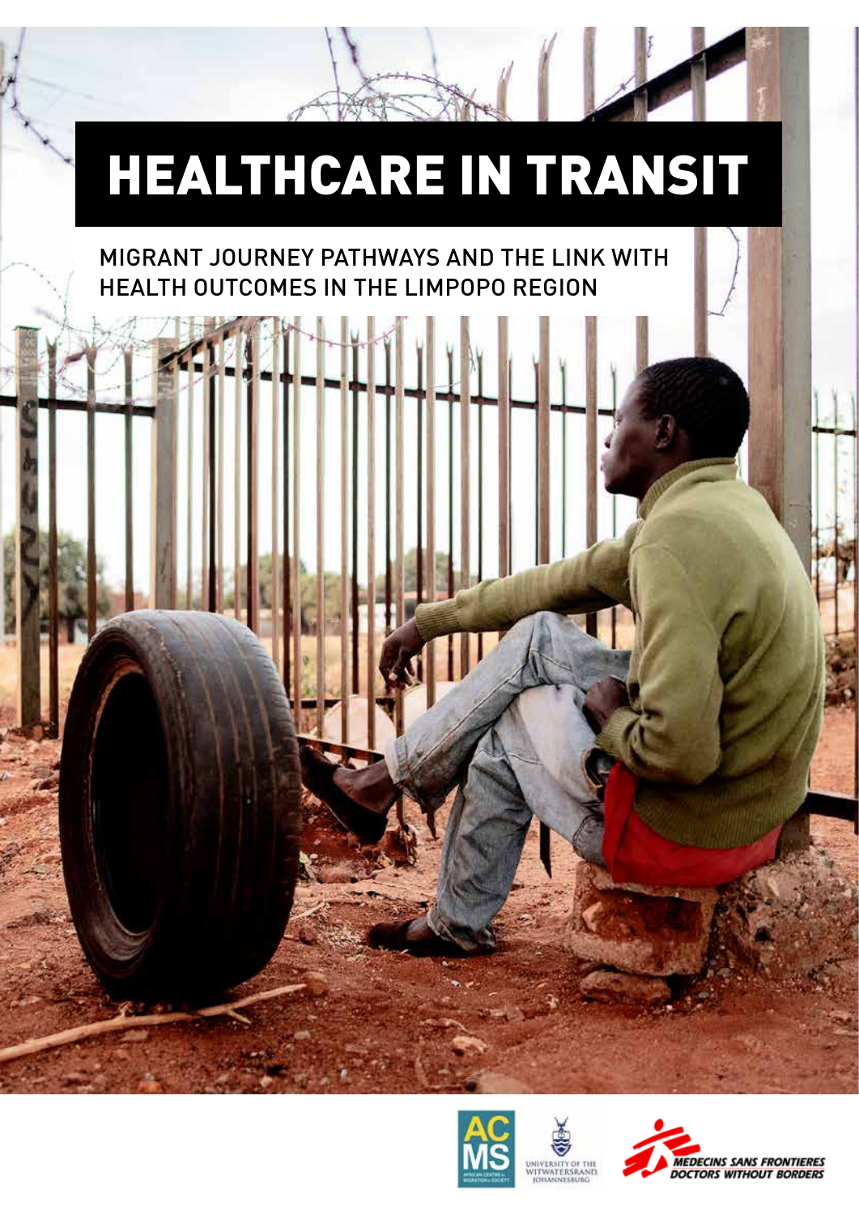# HEALTHCARE IN TRANSIT

MIGRANT JOURNEY PATHWAYS AND THE LINK WITH HEALTH OUTCOMES IN THE LIMPOPO REGION

ACMS African Centre for Migration & Society

University of the Witwatersrand, Johannesburg

Medecins Sans Frontieres Doctors Without Borders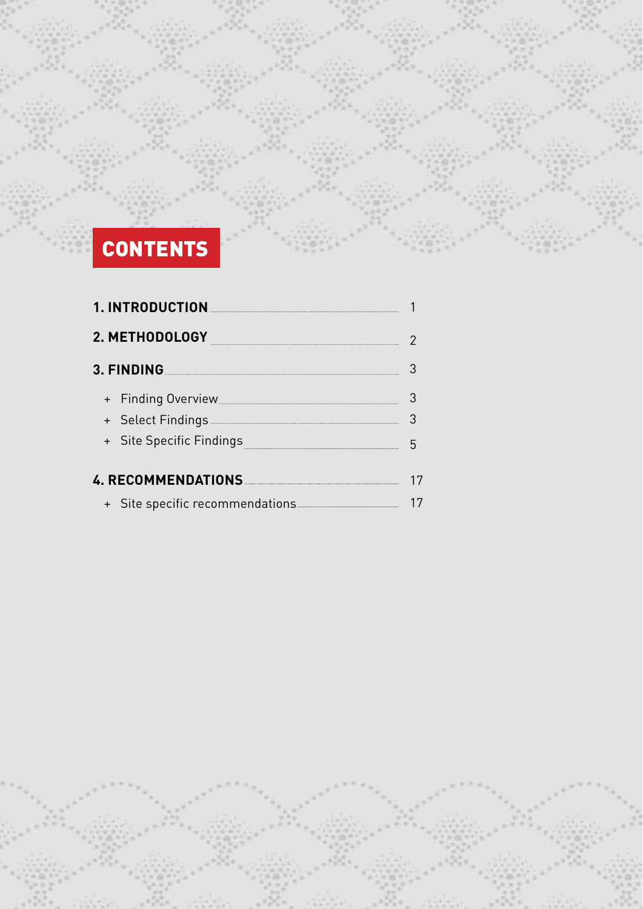# CONTENTS

**1. INTRODUCTION** 1

**2. METHODOLOGY** 2

**3. FINDING** 3

+ Finding Overview 3
+ Select Findings 3
+ Site Specific Findings 5

**4. RECOMMENDATIONS** 17

+ Site specific recommendations 17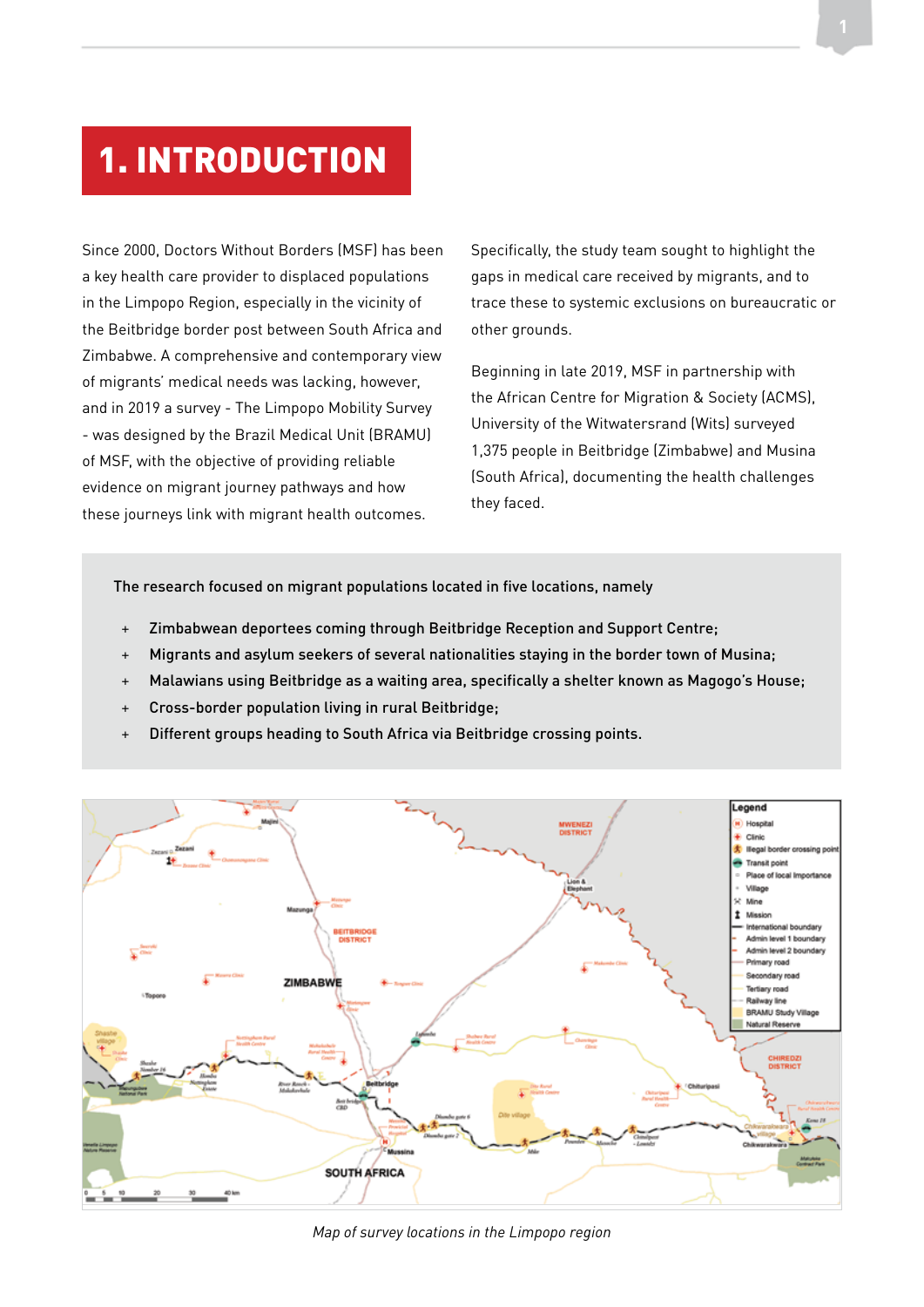# 1. INTRODUCTION

Since 2000, Doctors Without Borders (MSF) has been a key health care provider to displaced populations in the Limpopo Region, especially in the vicinity of the Beitbridge border post between South Africa and Zimbabwe. A comprehensive and contemporary view of migrants' medical needs was lacking, however, and in 2019 a survey - The Limpopo Mobility Survey - was designed by the Brazil Medical Unit (BRAMU) of MSF, with the objective of providing reliable evidence on migrant journey pathways and how these journeys link with migrant health outcomes.

Specifically, the study team sought to highlight the gaps in medical care received by migrants, and to trace these to systemic exclusions on bureaucratic or other grounds.

Beginning in late 2019, MSF in partnership with the African Centre for Migration & Society (ACMS), University of the Witwatersrand (Wits) surveyed 1,375 people in Beitbridge (Zimbabwe) and Musina (South Africa), documenting the health challenges they faced.

**The research focused on migrant populations located in five locations, namely**

- **Zimbabwean deportees coming through Beitbridge Reception and Support Centre;**
- **Migrants and asylum seekers of several nationalities staying in the border town of Musina;**
- **Malawians using Beitbridge as a waiting area, specifically a shelter known as Magogo's House;**
- **Cross-border population living in rural Beitbridge;**
- **Different groups heading to South Africa via Beitbridge crossing points.**

*Map of survey locations in the Limpopo region*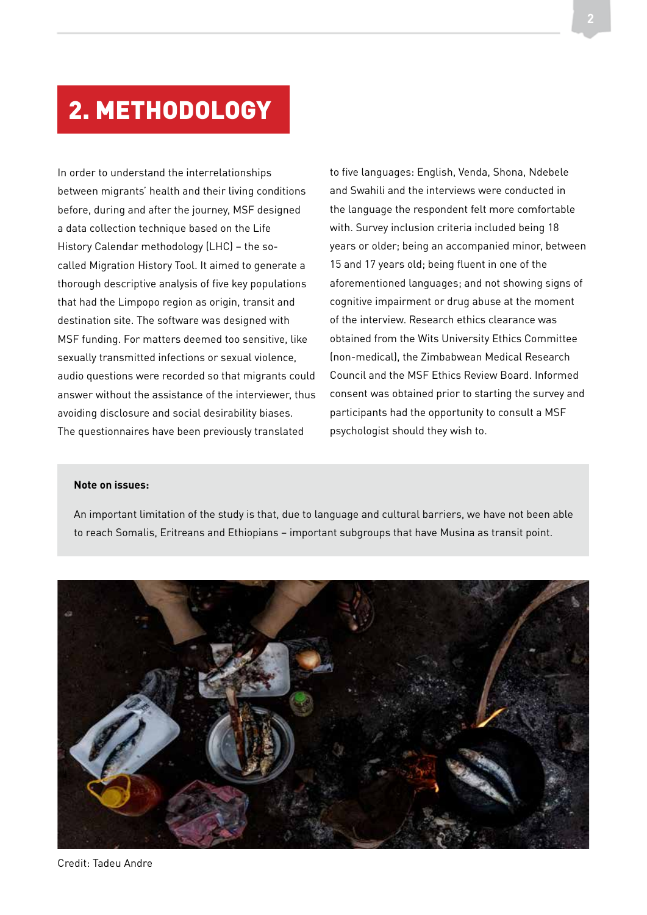# 2. METHODOLOGY

In order to understand the interrelationships between migrants' health and their living conditions before, during and after the journey, MSF designed a data collection technique based on the Life History Calendar methodology (LHC) – the so-called Migration History Tool. It aimed to generate a thorough descriptive analysis of five key populations that had the Limpopo region as origin, transit and destination site. The software was designed with MSF funding. For matters deemed too sensitive, like sexually transmitted infections or sexual violence, audio questions were recorded so that migrants could answer without the assistance of the interviewer, thus avoiding disclosure and social desirability biases. The questionnaires have been previously translated to five languages: English, Venda, Shona, Ndebele and Swahili and the interviews were conducted in the language the respondent felt more comfortable with. Survey inclusion criteria included being 18 years or older; being an accompanied minor, between 15 and 17 years old; being fluent in one of the aforementioned languages; and not showing signs of cognitive impairment or drug abuse at the moment of the interview. Research ethics clearance was obtained from the Wits University Ethics Committee (non-medical), the Zimbabwean Medical Research Council and the MSF Ethics Review Board. Informed consent was obtained prior to starting the survey and participants had the opportunity to consult a MSF psychologist should they wish to.

**Note on issues:**

An important limitation of the study is that, due to language and cultural barriers, we have not been able to reach Somalis, Eritreans and Ethiopians – important subgroups that have Musina as transit point.

Credit: Tadeu Andre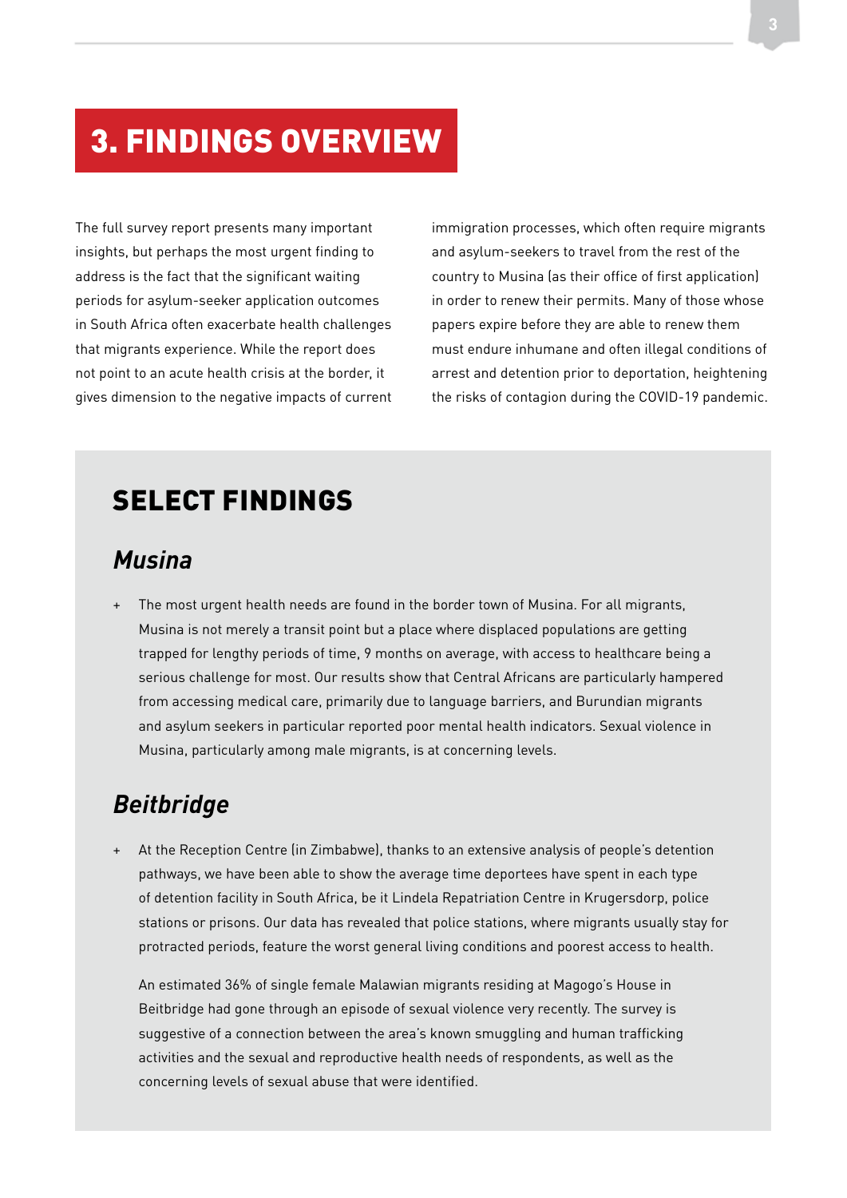# 3. FINDINGS OVERVIEW

The full survey report presents many important insights, but perhaps the most urgent finding to address is the fact that the significant waiting periods for asylum-seeker application outcomes in South Africa often exacerbate health challenges that migrants experience. While the report does not point to an acute health crisis at the border, it gives dimension to the negative impacts of current immigration processes, which often require migrants and asylum-seekers to travel from the rest of the country to Musina (as their office of first application) in order to renew their permits. Many of those whose papers expire before they are able to renew them must endure inhumane and often illegal conditions of arrest and detention prior to deportation, heightening the risks of contagion during the COVID-19 pandemic.

## SELECT FINDINGS

### *Musina*

+ The most urgent health needs are found in the border town of Musina. For all migrants, Musina is not merely a transit point but a place where displaced populations are getting trapped for lengthy periods of time, 9 months on average, with access to healthcare being a serious challenge for most. Our results show that Central Africans are particularly hampered from accessing medical care, primarily due to language barriers, and Burundian migrants and asylum seekers in particular reported poor mental health indicators. Sexual violence in Musina, particularly among male migrants, is at concerning levels.

### *Beitbridge*

+ At the Reception Centre (in Zimbabwe), thanks to an extensive analysis of people's detention pathways, we have been able to show the average time deportees have spent in each type of detention facility in South Africa, be it Lindela Repatriation Centre in Krugersdorp, police stations or prisons. Our data has revealed that police stations, where migrants usually stay for protracted periods, feature the worst general living conditions and poorest access to health.

  An estimated 36% of single female Malawian migrants residing at Magogo's House in Beitbridge had gone through an episode of sexual violence very recently. The survey is suggestive of a connection between the area's known smuggling and human trafficking activities and the sexual and reproductive health needs of respondents, as well as the concerning levels of sexual abuse that were identified.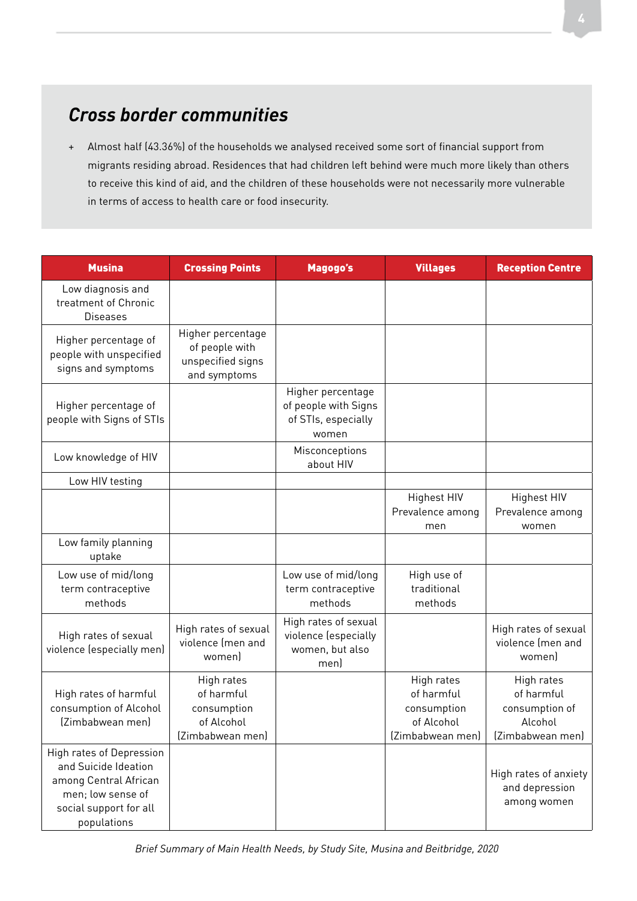## *Cross border communities*

+ Almost half (43.36%) of the households we analysed received some sort of financial support from migrants residing abroad. Residences that had children left behind were much more likely than others to receive this kind of aid, and the children of these households were not necessarily more vulnerable in terms of access to health care or food insecurity.

| Musina | Crossing Points | Magogo's | Villages | Reception Centre |
|---|---|---|---|---|
| Low diagnosis and treatment of Chronic Diseases | | | | |
| Higher percentage of people with unspecified signs and symptoms | Higher percentage of people with unspecified signs and symptoms | | | |
| Higher percentage of people with Signs of STIs | | Higher percentage of people with Signs of STIs, especially women | | |
| Low knowledge of HIV | | Misconceptions about HIV | | |
| Low HIV testing | | | | |
| | | | Highest HIV Prevalence among men | Highest HIV Prevalence among women |
| Low family planning uptake | | | | |
| Low use of mid/long term contraceptive methods | | Low use of mid/long term contraceptive methods | High use of traditional methods | |
| High rates of sexual violence (especially men) | High rates of sexual violence (men and women) | High rates of sexual violence (especially women, but also men) | | High rates of sexual violence (men and women) |
| High rates of harmful consumption of Alcohol (Zimbabwean men) | High rates of harmful consumption of Alcohol (Zimbabwean men) | | High rates of harmful consumption of Alcohol (Zimbabwean men) | High rates of harmful consumption of Alcohol (Zimbabwean men) |
| High rates of Depression and Suicide Ideation among Central African men; low sense of social support for all populations | | | | High rates of anxiety and depression among women |

*Brief Summary of Main Health Needs, by Study Site, Musina and Beitbridge, 2020*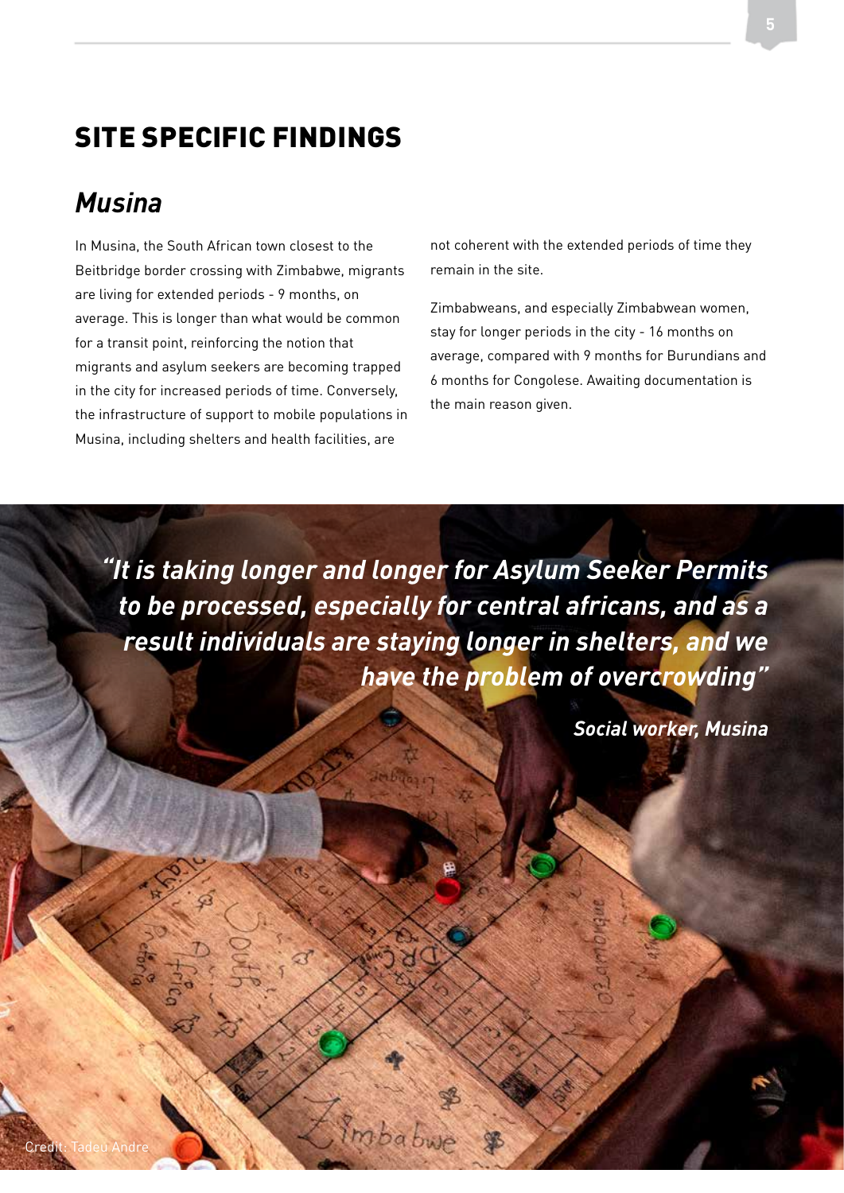# SITE SPECIFIC FINDINGS

## Musina

In Musina, the South African town closest to the Beitbridge border crossing with Zimbabwe, migrants are living for extended periods - 9 months, on average. This is longer than what would be common for a transit point, reinforcing the notion that migrants and asylum seekers are becoming trapped in the city for increased periods of time. Conversely, the infrastructure of support to mobile populations in Musina, including shelters and health facilities, are not coherent with the extended periods of time they remain in the site.

Zimbabweans, and especially Zimbabwean women, stay for longer periods in the city - 16 months on average, compared with 9 months for Burundians and 6 months for Congolese. Awaiting documentation is the main reason given.

> ***"It is taking longer and longer for Asylum Seeker Permits to be processed, especially for central africans, and as a result individuals are staying longer in shelters, and we have the problem of overcrowding"***
>
> ***Social worker, Musina***

Credit: Tadeu Andre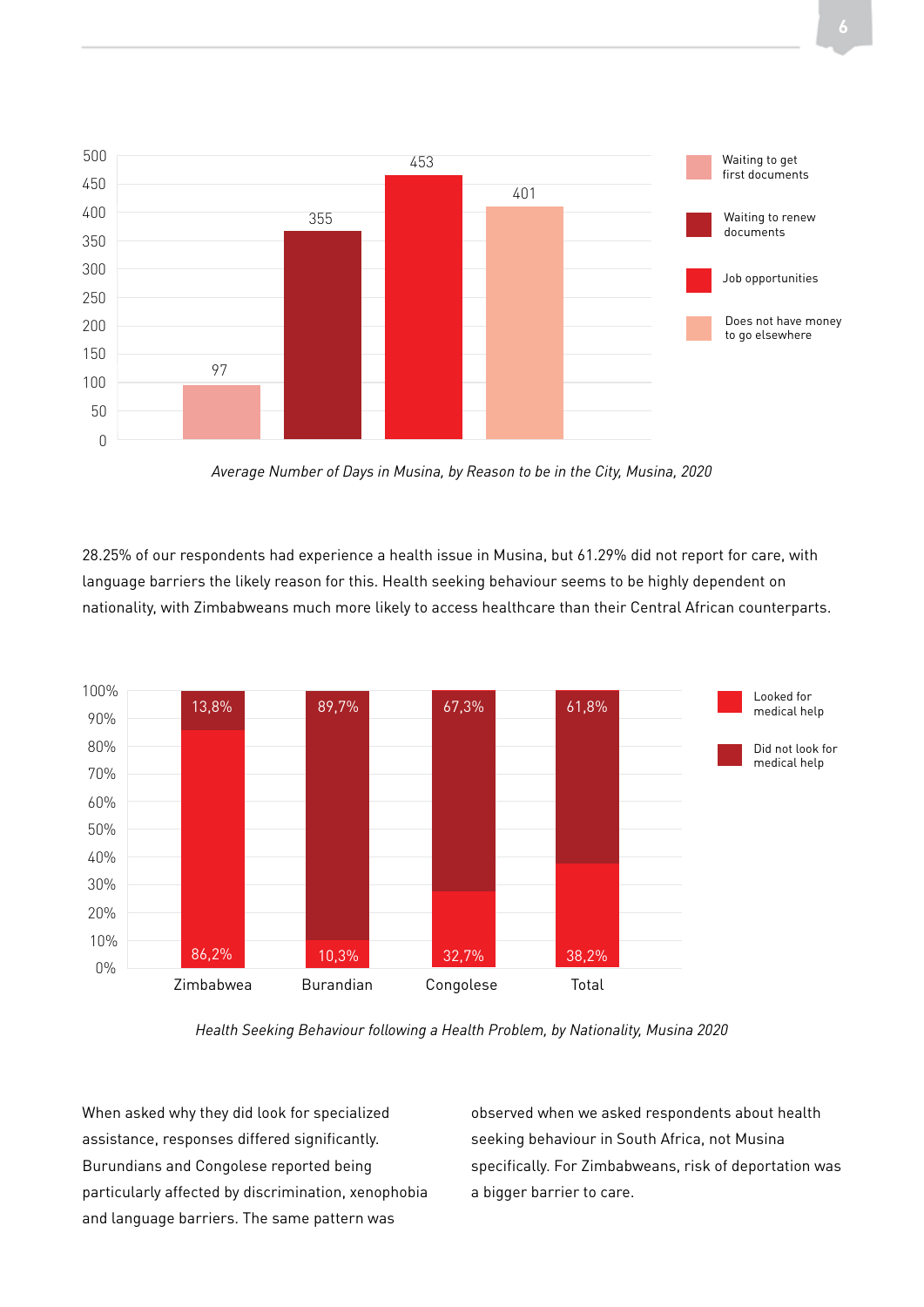| Reason to be in the City | Average Number of Days |
|---|---|
| Waiting to get first documents | 97 |
| Waiting to renew documents | 355 |
| Job opportunities | 453 |
| Does not have money to go elsewhere | 401 |

*Average Number of Days in Musina, by Reason to be in the City, Musina, 2020*

28.25% of our respondents had experience a health issue in Musina, but 61.29% did not report for care, with language barriers the likely reason for this. Health seeking behaviour seems to be highly dependent on nationality, with Zimbabweans much more likely to access healthcare than their Central African counterparts.

| | Zimbabwea | Burandian | Congolese | Total |
|---|---|---|---|---|
| Looked for medical help | 86,2% | 10,3% | 32,7% | 38,2% |
| Did not look for medical help | 13,8% | 89,7% | 67,3% | 61,8% |

*Health Seeking Behaviour following a Health Problem, by Nationality, Musina 2020*

When asked why they did look for specialized assistance, responses differed significantly. Burundians and Congolese reported being particularly affected by discrimination, xenophobia and language barriers. The same pattern was observed when we asked respondents about health seeking behaviour in South Africa, not Musina specifically. For Zimbabweans, risk of deportation was a bigger barrier to care.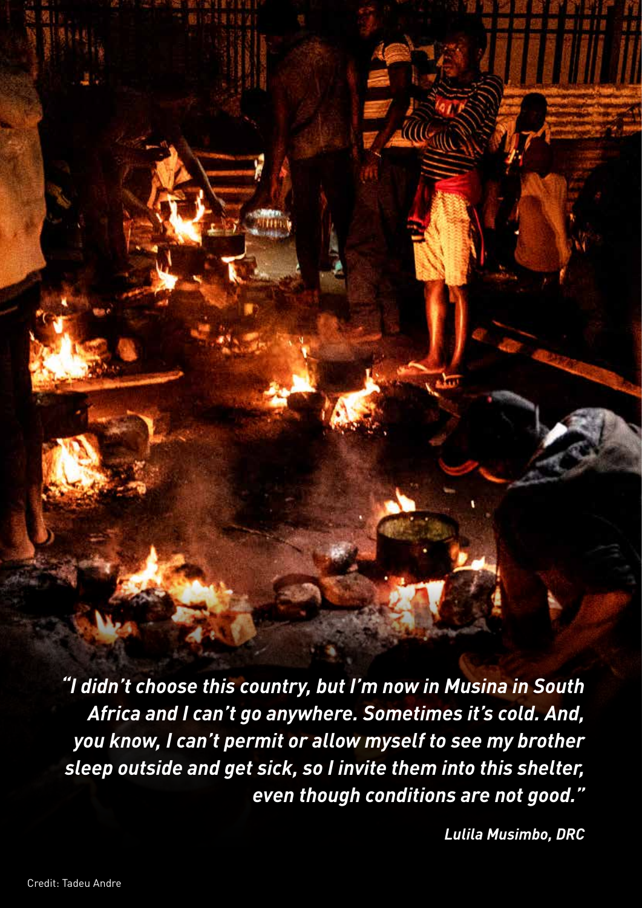*"I didn't choose this country, but I'm now in Musina in South Africa and I can't go anywhere. Sometimes it's cold. And, you know, I can't permit or allow myself to see my brother sleep outside and get sick, so I invite them into this shelter, even though conditions are not good."*

*Lulila Musimbo, DRC*

Credit: Tadeu Andre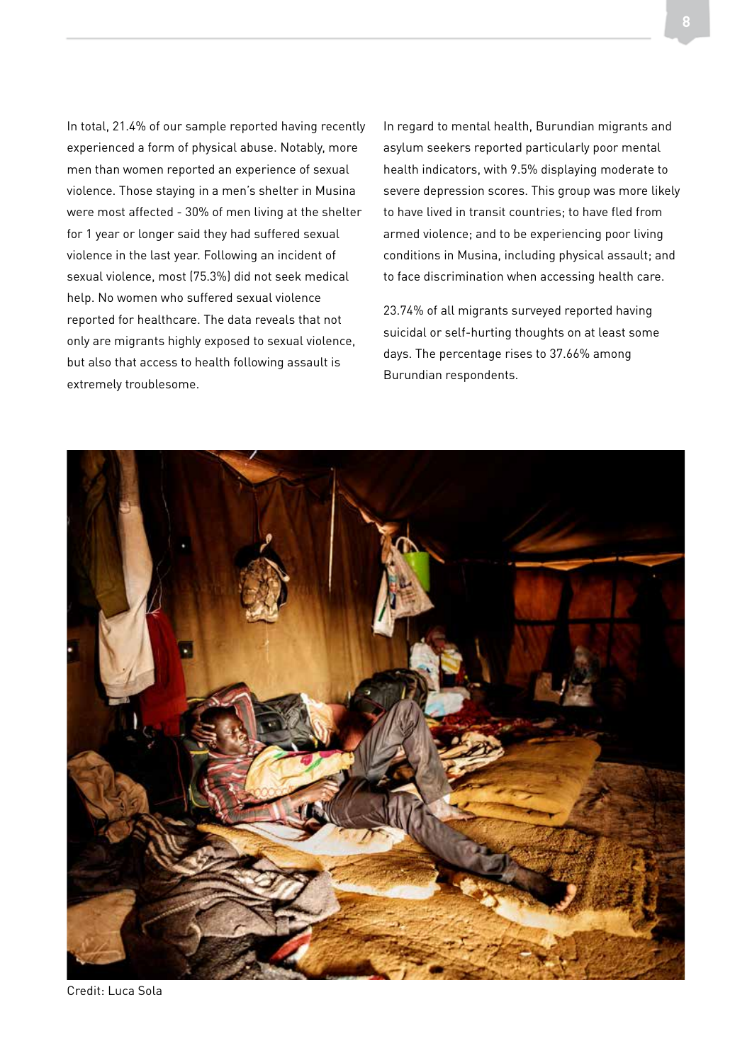In total, 21.4% of our sample reported having recently experienced a form of physical abuse. Notably, more men than women reported an experience of sexual violence. Those staying in a men's shelter in Musina were most affected - 30% of men living at the shelter for 1 year or longer said they had suffered sexual violence in the last year. Following an incident of sexual violence, most (75.3%) did not seek medical help. No women who suffered sexual violence reported for healthcare. The data reveals that not only are migrants highly exposed to sexual violence, but also that access to health following assault is extremely troublesome.

In regard to mental health, Burundian migrants and asylum seekers reported particularly poor mental health indicators, with 9.5% displaying moderate to severe depression scores. This group was more likely to have lived in transit countries; to have fled from armed violence; and to be experiencing poor living conditions in Musina, including physical assault; and to face discrimination when accessing health care.

23.74% of all migrants surveyed reported having suicidal or self-hurting thoughts on at least some days. The percentage rises to 37.66% among Burundian respondents.

Credit: Luca Sola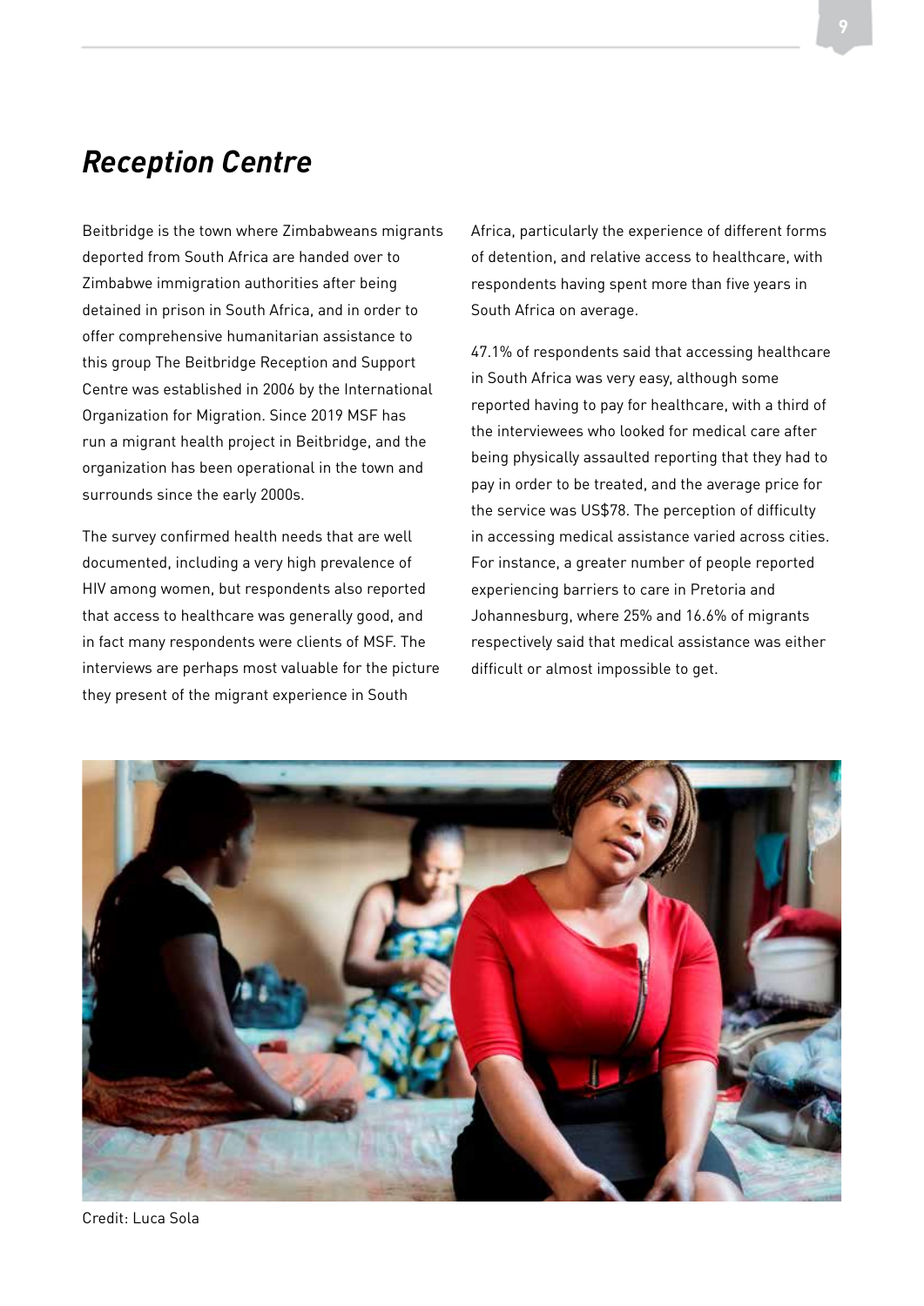## *Reception Centre*

Beitbridge is the town where Zimbabweans migrants deported from South Africa are handed over to Zimbabwe immigration authorities after being detained in prison in South Africa, and in order to offer comprehensive humanitarian assistance to this group The Beitbridge Reception and Support Centre was established in 2006 by the International Organization for Migration. Since 2019 MSF has run a migrant health project in Beitbridge, and the organization has been operational in the town and surrounds since the early 2000s.

The survey confirmed health needs that are well documented, including a very high prevalence of HIV among women, but respondents also reported that access to healthcare was generally good, and in fact many respondents were clients of MSF. The interviews are perhaps most valuable for the picture they present of the migrant experience in South Africa, particularly the experience of different forms of detention, and relative access to healthcare, with respondents having spent more than five years in South Africa on average.

47.1% of respondents said that accessing healthcare in South Africa was very easy, although some reported having to pay for healthcare, with a third of the interviewees who looked for medical care after being physically assaulted reporting that they had to pay in order to be treated, and the average price for the service was US$78. The perception of difficulty in accessing medical assistance varied across cities. For instance, a greater number of people reported experiencing barriers to care in Pretoria and Johannesburg, where 25% and 16.6% of migrants respectively said that medical assistance was either difficult or almost impossible to get.

Credit: Luca Sola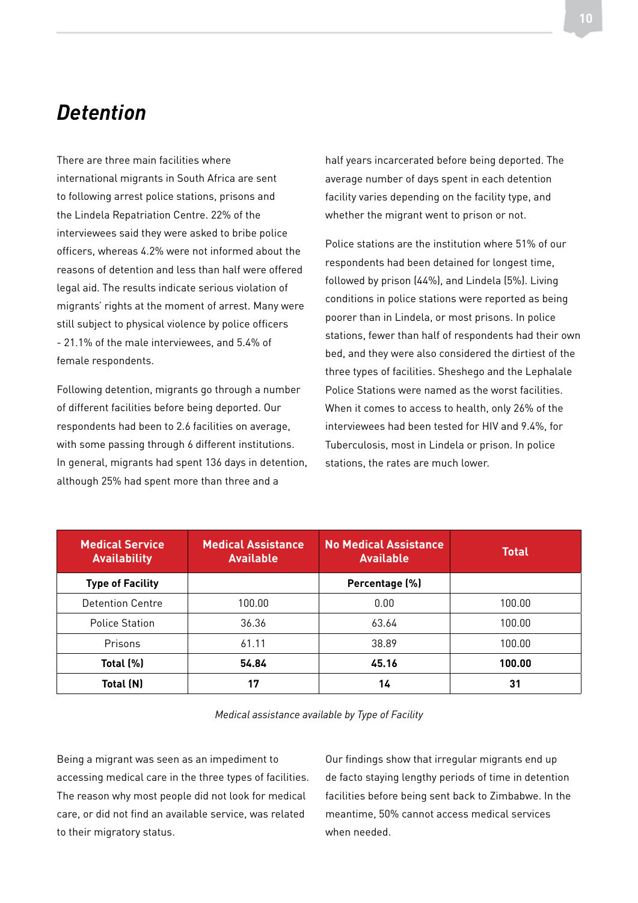## *Detention*

There are three main facilities where international migrants in South Africa are sent to following arrest police stations, prisons and the Lindela Repatriation Centre. 22% of the interviewees said they were asked to bribe police officers, whereas 4.2% were not informed about the reasons of detention and less than half were offered legal aid. The results indicate serious violation of migrants' rights at the moment of arrest. Many were still subject to physical violence by police officers - 21.1% of the male interviewees, and 5.4% of female respondents.

Following detention, migrants go through a number of different facilities before being deported. Our respondents had been to 2.6 facilities on average, with some passing through 6 different institutions. In general, migrants had spent 136 days in detention, although 25% had spent more than three and a half years incarcerated before being deported. The average number of days spent in each detention facility varies depending on the facility type, and whether the migrant went to prison or not.

Police stations are the institution where 51% of our respondents had been detained for longest time, followed by prison (44%), and Lindela (5%). Living conditions in police stations were reported as being poorer than in Lindela, or most prisons. In police stations, fewer than half of respondents had their own bed, and they were also considered the dirtiest of the three types of facilities. Sheshego and the Lephalale Police Stations were named as the worst facilities. When it comes to access to health, only 26% of the interviewees had been tested for HIV and 9.4%, for Tuberculosis, most in Lindela or prison. In police stations, the rates are much lower.

| Medical Service Availability | Medical Assistance Available | No Medical Assistance Available | Total |
|---|---|---|---|
| **Type of Facility** | | **Percentage (%)** | |
| Detention Centre | 100.00 | 0.00 | 100.00 |
| Police Station | 36.36 | 63.64 | 100.00 |
| Prisons | 61.11 | 38.89 | 100.00 |
| **Total (%)** | **54.84** | **45.16** | **100.00** |
| **Total (N)** | **17** | **14** | **31** |

*Medical assistance available by Type of Facility*

Being a migrant was seen as an impediment to accessing medical care in the three types of facilities. The reason why most people did not look for medical care, or did not find an available service, was related to their migratory status.

Our findings show that irregular migrants end up de facto staying lengthy periods of time in detention facilities before being sent back to Zimbabwe. In the meantime, 50% cannot access medical services when needed.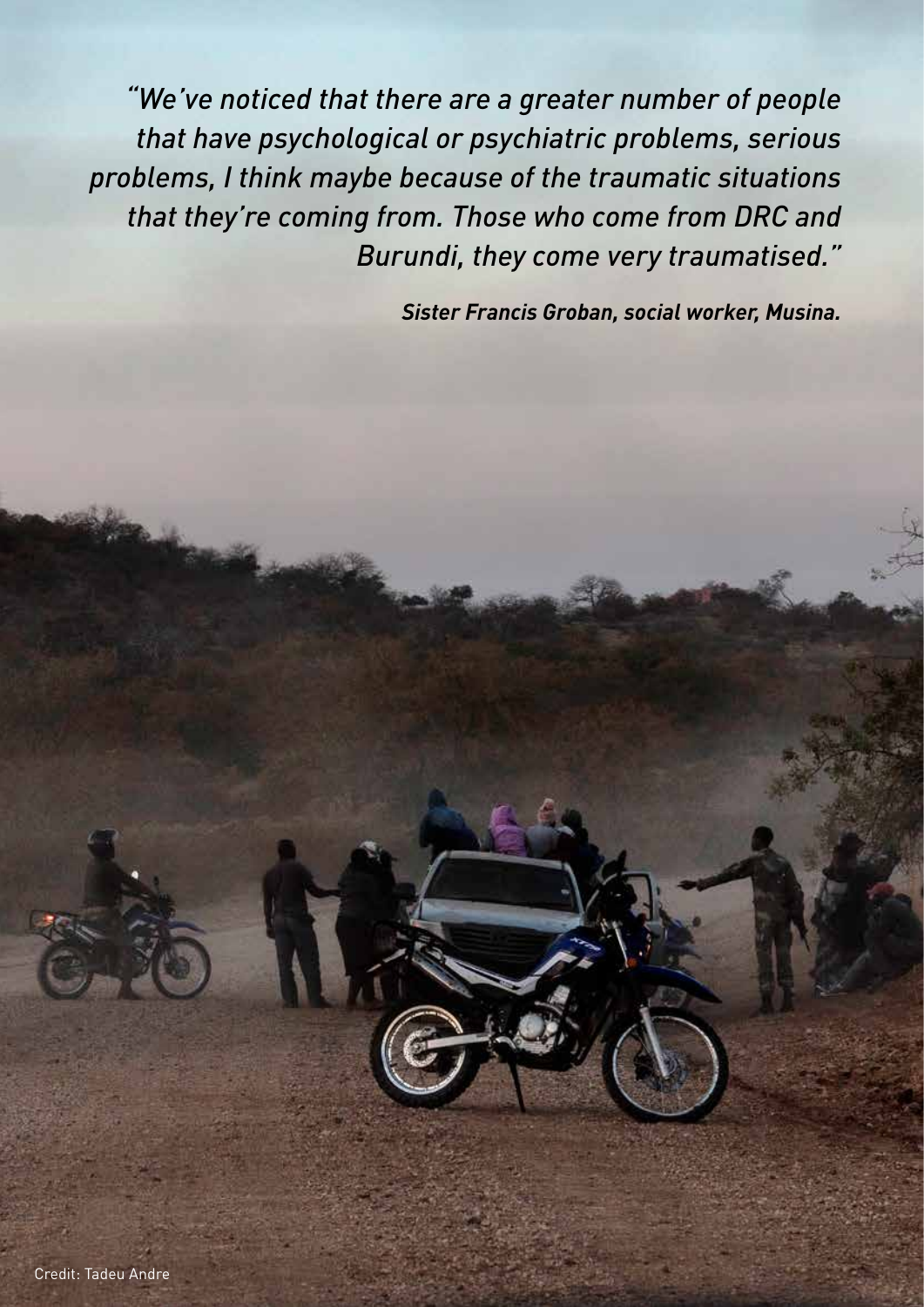*"We've noticed that there are a greater number of people that have psychological or psychiatric problems, serious problems, I think maybe because of the traumatic situations that they're coming from. Those who come from DRC and Burundi, they come very traumatised."*

***Sister Francis Groban, social worker, Musina.***

Credit: Tadeu Andre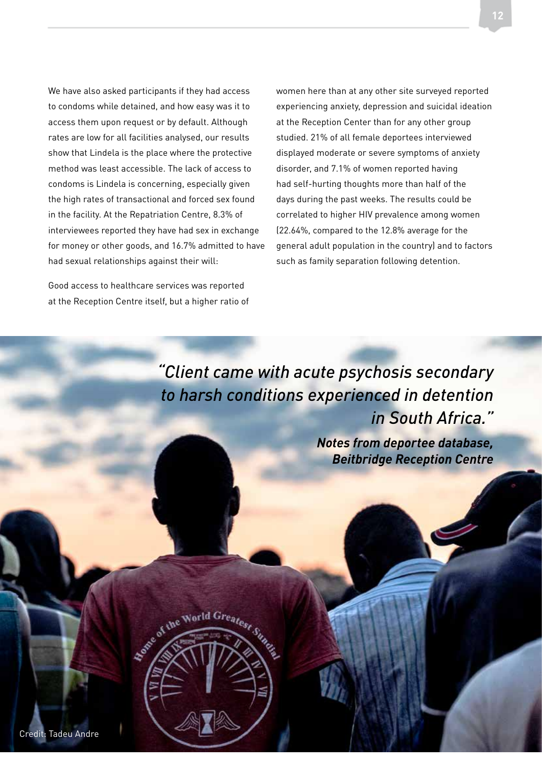We have also asked participants if they had access to condoms while detained, and how easy was it to access them upon request or by default. Although rates are low for all facilities analysed, our results show that Lindela is the place where the protective method was least accessible. The lack of access to condoms is Lindela is concerning, especially given the high rates of transactional and forced sex found in the facility. At the Repatriation Centre, 8.3% of interviewees reported they have had sex in exchange for money or other goods, and 16.7% admitted to have had sexual relationships against their will:

Good access to healthcare services was reported at the Reception Centre itself, but a higher ratio of women here than at any other site surveyed reported experiencing anxiety, depression and suicidal ideation at the Reception Center than for any other group studied. 21% of all female deportees interviewed displayed moderate or severe symptoms of anxiety disorder, and 7.1% of women reported having had self-hurting thoughts more than half of the days during the past weeks. The results could be correlated to higher HIV prevalence among women (22.64%, compared to the 12.8% average for the general adult population in the country) and to factors such as family separation following detention.

*"Client came with acute psychosis secondary to harsh conditions experienced in detention in South Africa."*

***Notes from deportee database, Beitbridge Reception Centre***

Credit: Tadeu Andre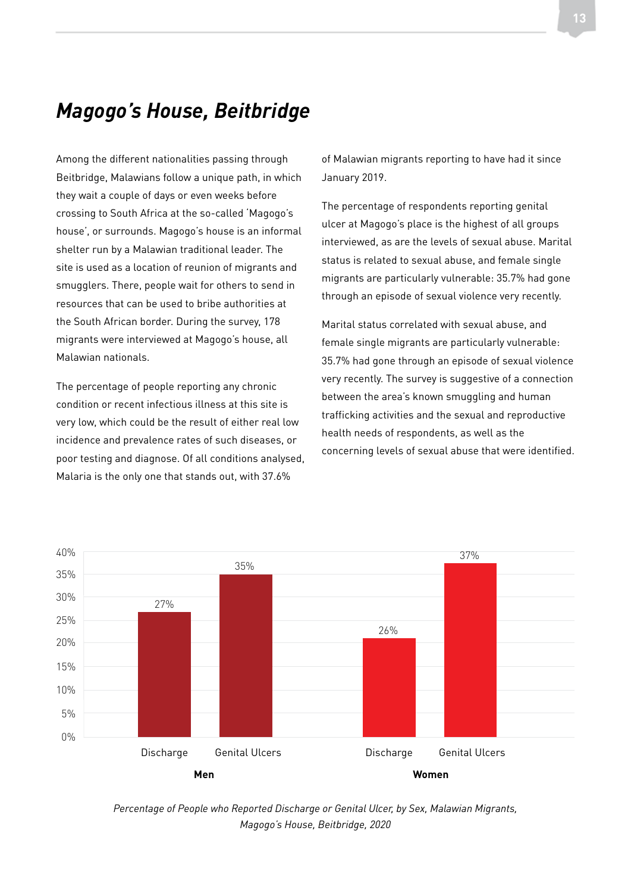## *Magogo's House, Beitbridge*

Among the different nationalities passing through Beitbridge, Malawians follow a unique path, in which they wait a couple of days or even weeks before crossing to South Africa at the so-called 'Magogo's house', or surrounds. Magogo's house is an informal shelter run by a Malawian traditional leader. The site is used as a location of reunion of migrants and smugglers. There, people wait for others to send in resources that can be used to bribe authorities at the South African border. During the survey, 178 migrants were interviewed at Magogo's house, all Malawian nationals.

The percentage of people reporting any chronic condition or recent infectious illness at this site is very low, which could be the result of either real low incidence and prevalence rates of such diseases, or poor testing and diagnose. Of all conditions analysed, Malaria is the only one that stands out, with 37.6% of Malawian migrants reporting to have had it since January 2019.

The percentage of respondents reporting genital ulcer at Magogo's place is the highest of all groups interviewed, as are the levels of sexual abuse. Marital status is related to sexual abuse, and female single migrants are particularly vulnerable: 35.7% had gone through an episode of sexual violence very recently.

Marital status correlated with sexual abuse, and female single migrants are particularly vulnerable: 35.7% had gone through an episode of sexual violence very recently. The survey is suggestive of a connection between the area's known smuggling and human trafficking activities and the sexual and reproductive health needs of respondents, as well as the concerning levels of sexual abuse that were identified.

| | Discharge | Genital Ulcers |
|---|---|---|
| Men | 27% | 35% |
| Women | 26% | 37% |

*Percentage of People who Reported Discharge or Genital Ulcer, by Sex, Malawian Migrants, Magogo's House, Beitbridge, 2020*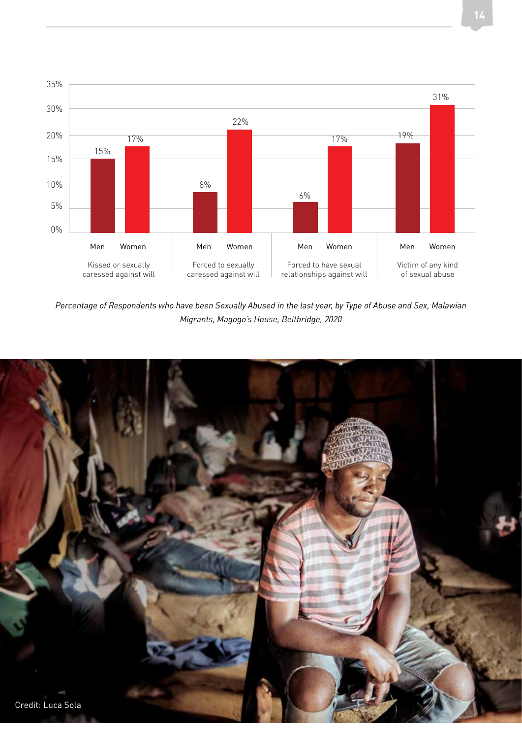| | Men | Women |
|---|---|---|
| Kissed or sexually caressed against will | 15% | 17% |
| Forced to sexually caressed against will | 8% | 22% |
| Forced to have sexual relationships against will | 6% | 17% |
| Victim of any kind of sexual abuse | 19% | 31% |

*Percentage of Respondents who have been Sexually Abused in the last year, by Type of Abuse and Sex, Malawian Migrants, Magogo's House, Beitbridge, 2020*

Credit: Luca Sola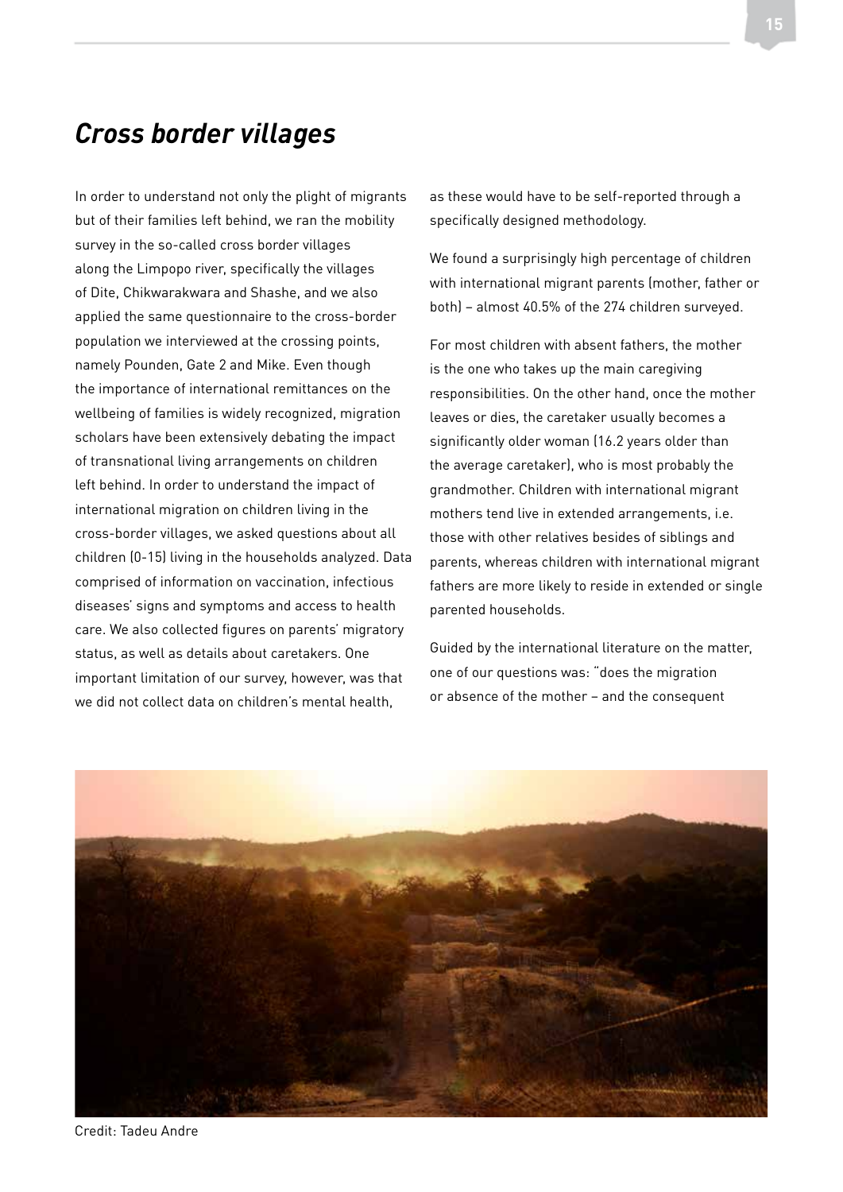## *Cross border villages*

In order to understand not only the plight of migrants but of their families left behind, we ran the mobility survey in the so-called cross border villages along the Limpopo river, specifically the villages of Dite, Chikwarakwara and Shashe, and we also applied the same questionnaire to the cross-border population we interviewed at the crossing points, namely Pounden, Gate 2 and Mike. Even though the importance of international remittances on the wellbeing of families is widely recognized, migration scholars have been extensively debating the impact of transnational living arrangements on children left behind. In order to understand the impact of international migration on children living in the cross-border villages, we asked questions about all children (0-15) living in the households analyzed. Data comprised of information on vaccination, infectious diseases' signs and symptoms and access to health care. We also collected figures on parents' migratory status, as well as details about caretakers. One important limitation of our survey, however, was that we did not collect data on children's mental health, as these would have to be self-reported through a specifically designed methodology.

We found a surprisingly high percentage of children with international migrant parents (mother, father or both) – almost 40.5% of the 274 children surveyed.

For most children with absent fathers, the mother is the one who takes up the main caregiving responsibilities. On the other hand, once the mother leaves or dies, the caretaker usually becomes a significantly older woman (16.2 years older than the average caretaker), who is most probably the grandmother. Children with international migrant mothers tend live in extended arrangements, i.e. those with other relatives besides of siblings and parents, whereas children with international migrant fathers are more likely to reside in extended or single parented households.

Guided by the international literature on the matter, one of our questions was: "does the migration or absence of the mother – and the consequent

Credit: Tadeu Andre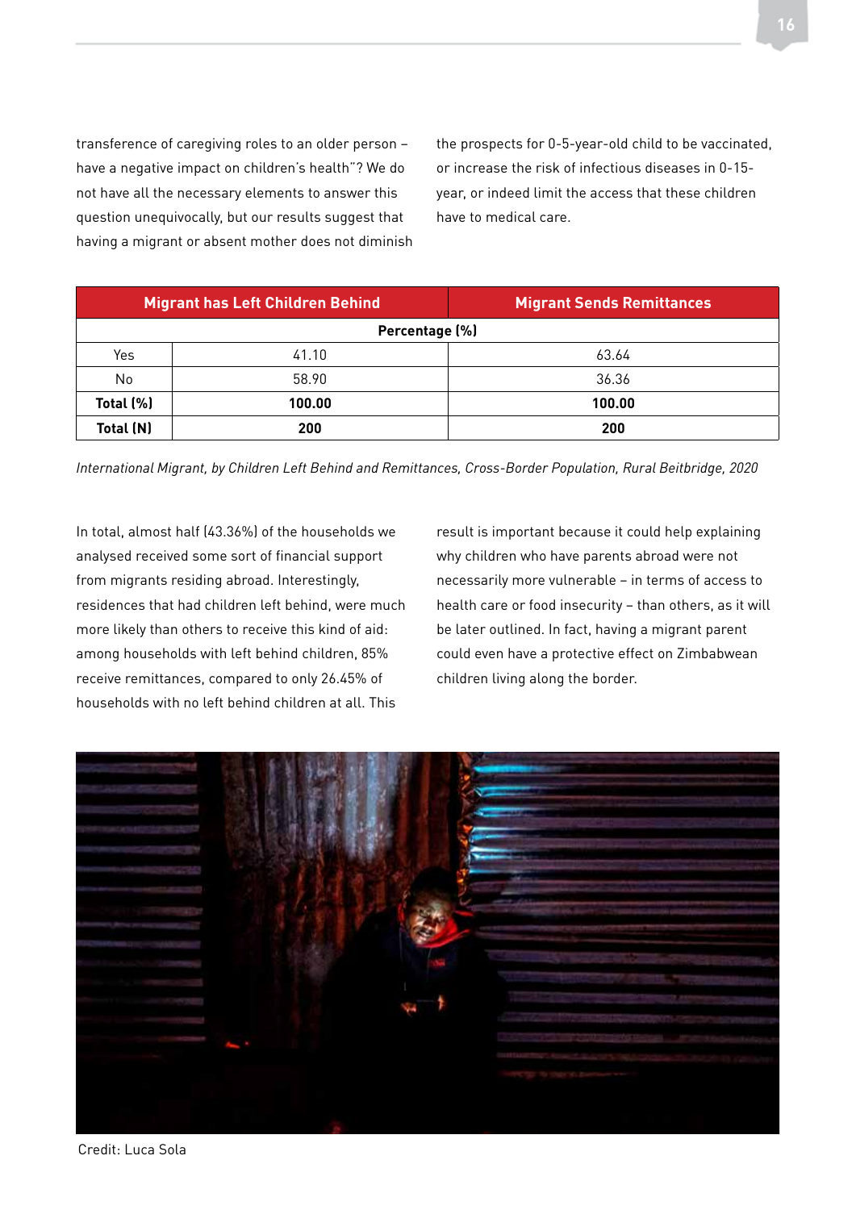transference of caregiving roles to an older person – have a negative impact on children's health"? We do not have all the necessary elements to answer this question unequivocally, but our results suggest that having a migrant or absent mother does not diminish the prospects for 0-5-year-old child to be vaccinated, or increase the risk of infectious diseases in 0-15-year, or indeed limit the access that these children have to medical care.

| | Migrant has Left Children Behind | Migrant Sends Remittances |
|---|---|---|
| | Percentage (%) | |
| Yes | 41.10 | 63.64 |
| No | 58.90 | 36.36 |
| **Total (%)** | **100.00** | **100.00** |
| **Total (N)** | **200** | **200** |

*International Migrant, by Children Left Behind and Remittances, Cross-Border Population, Rural Beitbridge, 2020*

In total, almost half (43.36%) of the households we analysed received some sort of financial support from migrants residing abroad. Interestingly, residences that had children left behind, were much more likely than others to receive this kind of aid: among households with left behind children, 85% receive remittances, compared to only 26.45% of households with no left behind children at all. This result is important because it could help explaining why children who have parents abroad were not necessarily more vulnerable – in terms of access to health care or food insecurity – than others, as it will be later outlined. In fact, having a migrant parent could even have a protective effect on Zimbabwean children living along the border.

Credit: Luca Sola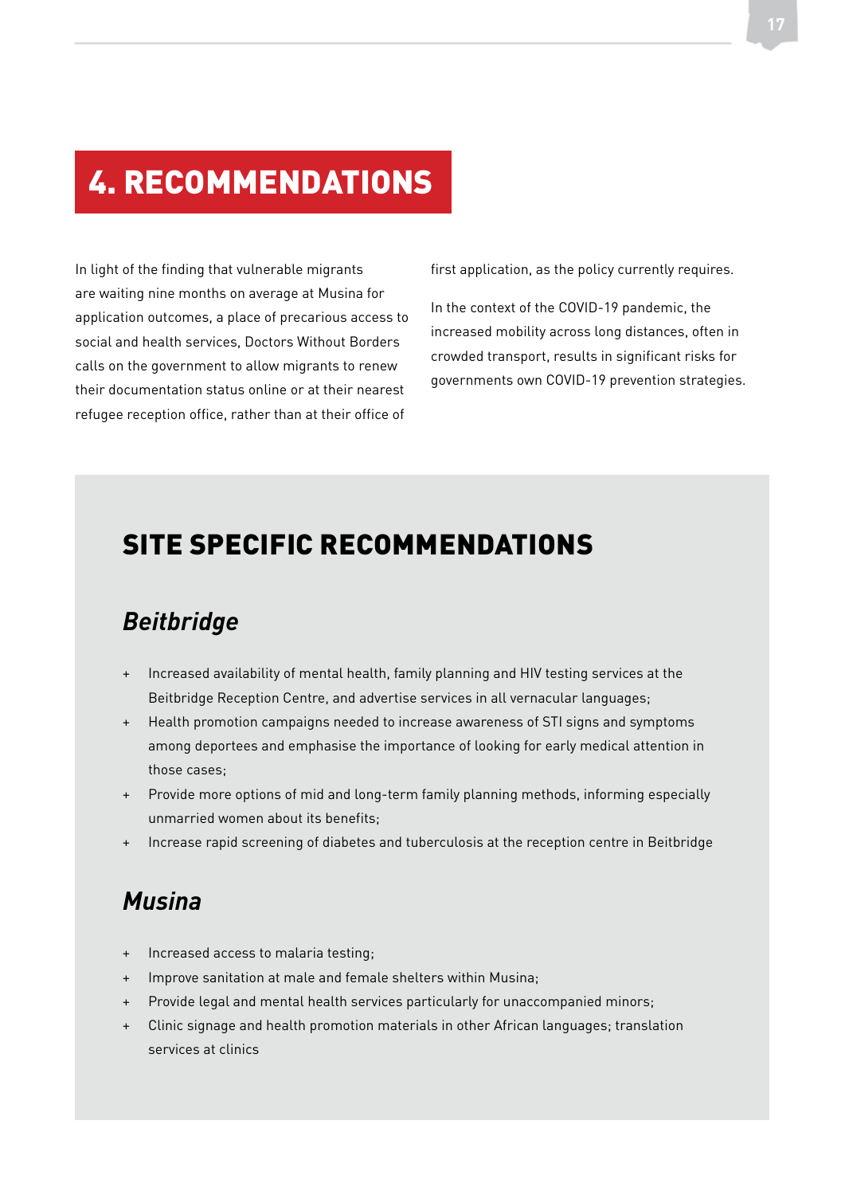# 4. RECOMMENDATIONS

In light of the finding that vulnerable migrants are waiting nine months on average at Musina for application outcomes, a place of precarious access to social and health services, Doctors Without Borders calls on the government to allow migrants to renew their documentation status online or at their nearest refugee reception office, rather than at their office of first application, as the policy currently requires.

In the context of the COVID-19 pandemic, the increased mobility across long distances, often in crowded transport, results in significant risks for governments own COVID-19 prevention strategies.

## SITE SPECIFIC RECOMMENDATIONS

### *Beitbridge*

+ Increased availability of mental health, family planning and HIV testing services at the Beitbridge Reception Centre, and advertise services in all vernacular languages;
+ Health promotion campaigns needed to increase awareness of STI signs and symptoms among deportees and emphasise the importance of looking for early medical attention in those cases;
+ Provide more options of mid and long-term family planning methods, informing especially unmarried women about its benefits;
+ Increase rapid screening of diabetes and tuberculosis at the reception centre in Beitbridge

### *Musina*

+ Increased access to malaria testing;
+ Improve sanitation at male and female shelters within Musina;
+ Provide legal and mental health services particularly for unaccompanied minors;
+ Clinic signage and health promotion materials in other African languages; translation services at clinics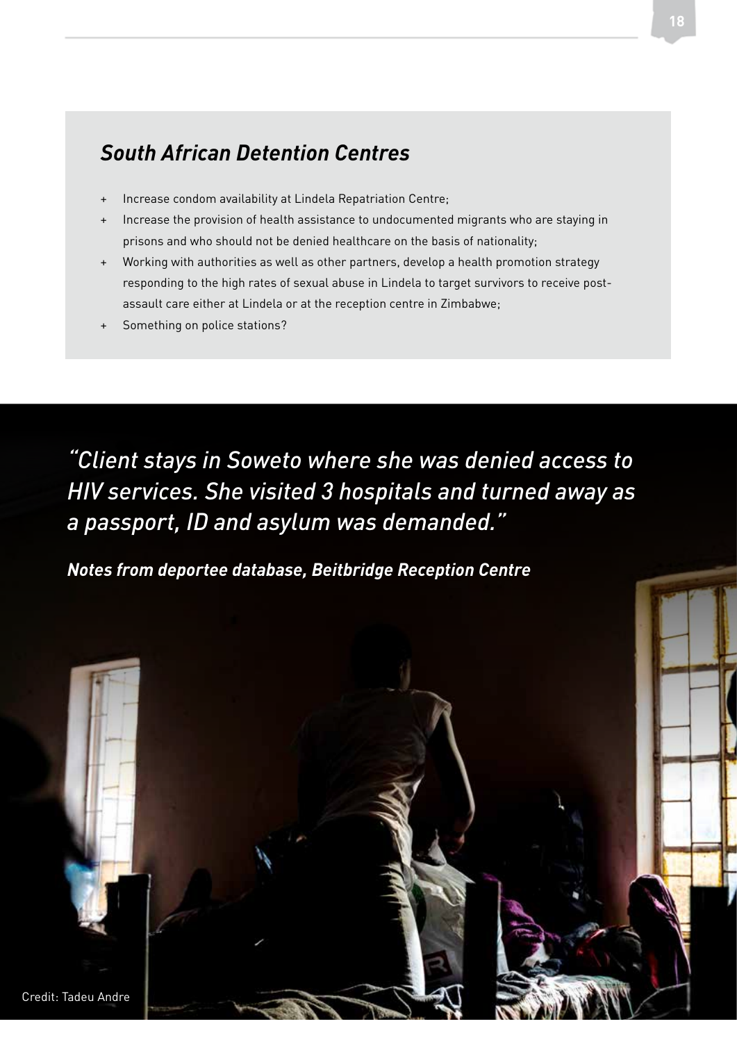## *South African Detention Centres*

+ Increase condom availability at Lindela Repatriation Centre;
+ Increase the provision of health assistance to undocumented migrants who are staying in prisons and who should not be denied healthcare on the basis of nationality;
+ Working with authorities as well as other partners, develop a health promotion strategy responding to the high rates of sexual abuse in Lindela to target survivors to receive post-assault care either at Lindela or at the reception centre in Zimbabwe;
+ Something on police stations?

*"Client stays in Soweto where she was denied access to HIV services. She visited 3 hospitals and turned away as a passport, ID and asylum was demanded."*

***Notes from deportee database, Beitbridge Reception Centre***

Credit: Tadeu Andre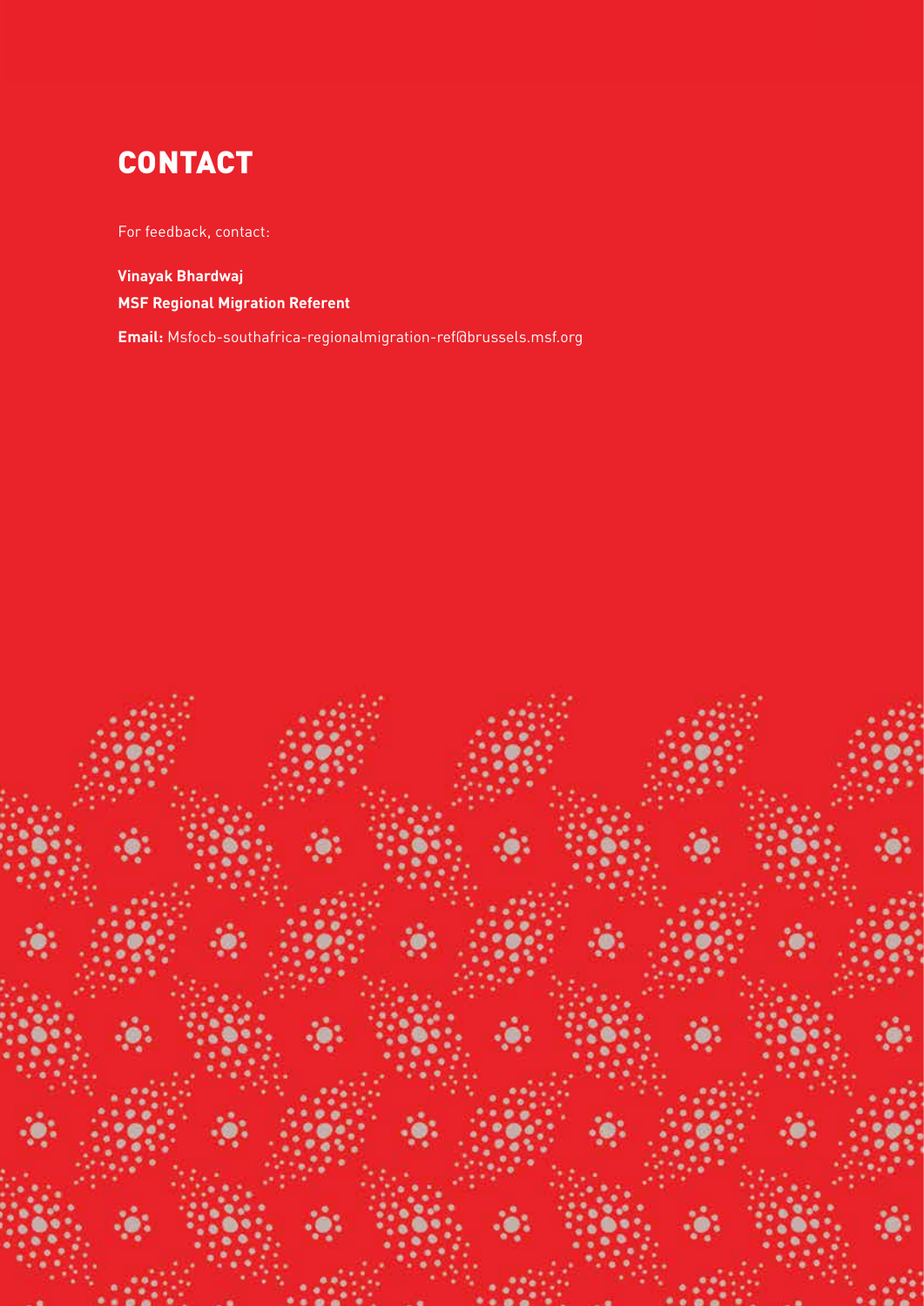# CONTACT

For feedback, contact:

**Vinayak Bhardwaj**

**MSF Regional Migration Referent**

**Email:** Msfocb-southafrica-regionalmigration-ref@brussels.msf.org